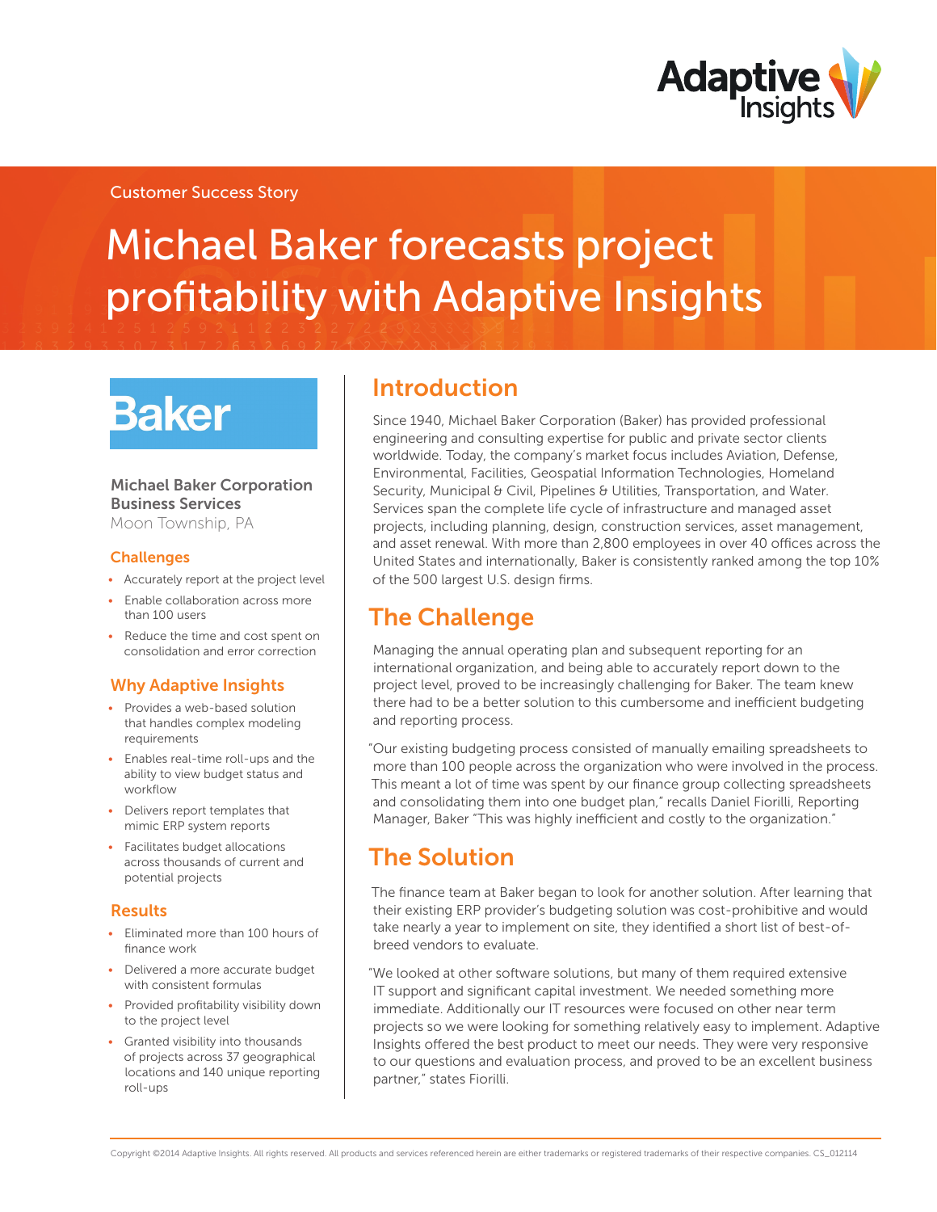Customer Success Story

# Michael Baker forecasts project profitability with Adaptive Insights

Baker

**Michael Baker Corporation**
**Business Services**
Moon Township, PA

### Challenges

- Accurately report at the project level
- Enable collaboration across more than 100 users
- Reduce the time and cost spent on consolidation and error correction

### Why Adaptive Insights

- Provides a web-based solution that handles complex modeling requirements
- Enables real-time roll-ups and the ability to view budget status and workflow
- Delivers report templates that mimic ERP system reports
- Facilitates budget allocations across thousands of current and potential projects

### Results

- Eliminated more than 100 hours of finance work
- Delivered a more accurate budget with consistent formulas
- Provided profitability visibility down to the project level
- Granted visibility into thousands of projects across 37 geographical locations and 140 unique reporting roll-ups

## Introduction

Since 1940, Michael Baker Corporation (Baker) has provided professional engineering and consulting expertise for public and private sector clients worldwide. Today, the company's market focus includes Aviation, Defense, Environmental, Facilities, Geospatial Information Technologies, Homeland Security, Municipal & Civil, Pipelines & Utilities, Transportation, and Water. Services span the complete life cycle of infrastructure and managed asset projects, including planning, design, construction services, asset management, and asset renewal. With more than 2,800 employees in over 40 offices across the United States and internationally, Baker is consistently ranked among the top 10% of the 500 largest U.S. design firms.

## The Challenge

Managing the annual operating plan and subsequent reporting for an international organization, and being able to accurately report down to the project level, proved to be increasingly challenging for Baker. The team knew there had to be a better solution to this cumbersome and inefficient budgeting and reporting process.

"Our existing budgeting process consisted of manually emailing spreadsheets to more than 100 people across the organization who were involved in the process. This meant a lot of time was spent by our finance group collecting spreadsheets and consolidating them into one budget plan," recalls Daniel Fiorilli, Reporting Manager, Baker "This was highly inefficient and costly to the organization."

## The Solution

The finance team at Baker began to look for another solution. After learning that their existing ERP provider's budgeting solution was cost-prohibitive and would take nearly a year to implement on site, they identified a short list of best-of-breed vendors to evaluate.

"We looked at other software solutions, but many of them required extensive IT support and significant capital investment. We needed something more immediate. Additionally our IT resources were focused on other near term projects so we were looking for something relatively easy to implement. Adaptive Insights offered the best product to meet our needs. They were very responsive to our questions and evaluation process, and proved to be an excellent business partner," states Fiorilli.

Copyright ©2014 Adaptive Insights. All rights reserved. All products and services referenced herein are either trademarks or registered trademarks of their respective companies. CS_012114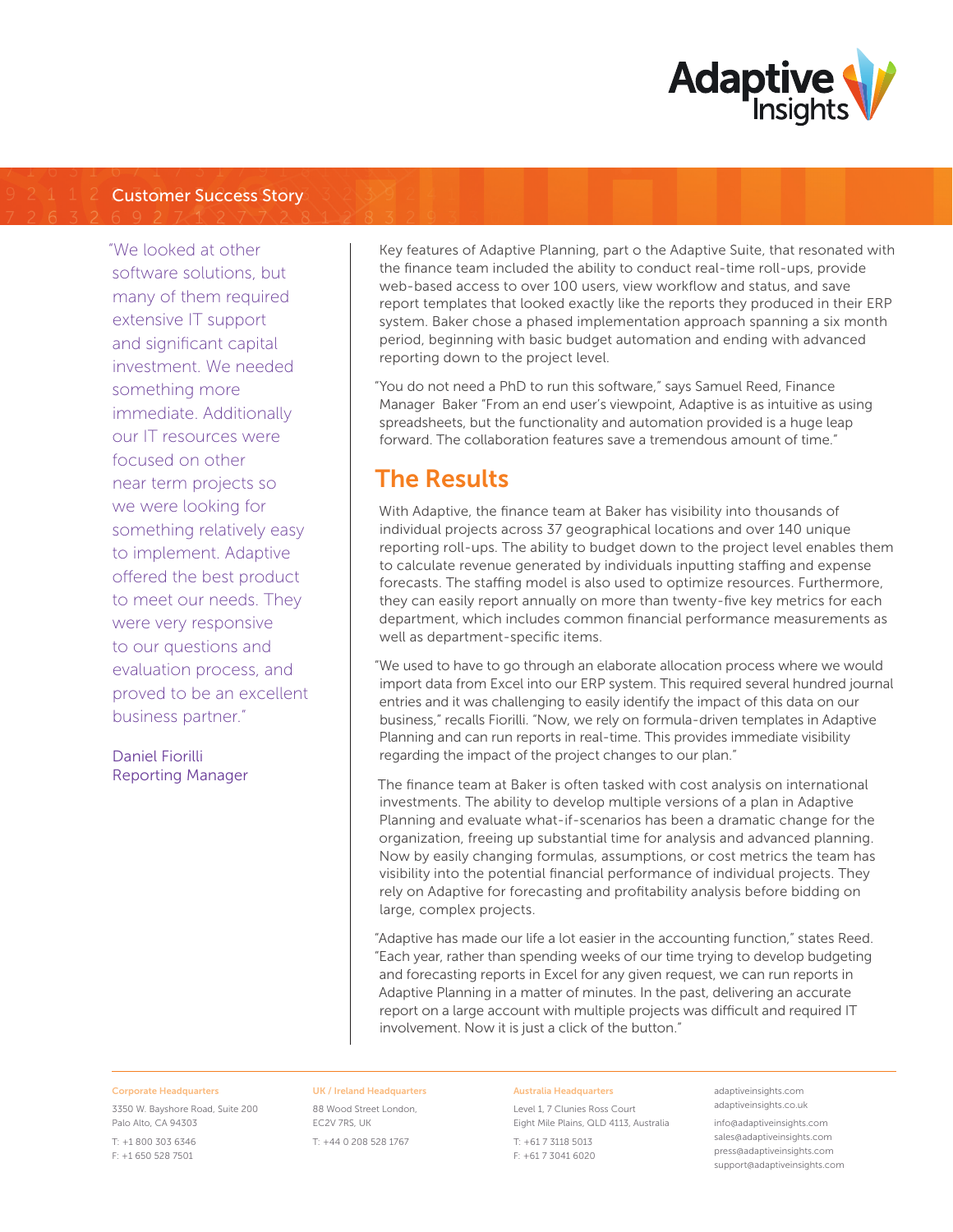Customer Success Story

"We looked at other software solutions, but many of them required extensive IT support and significant capital investment. We needed something more immediate. Additionally our IT resources were focused on other near term projects so we were looking for something relatively easy to implement. Adaptive offered the best product to meet our needs. They were very responsive to our questions and evaluation process, and proved to be an excellent business partner."

Daniel Fiorilli
Reporting Manager

Key features of Adaptive Planning, part o the Adaptive Suite, that resonated with the finance team included the ability to conduct real-time roll-ups, provide web-based access to over 100 users, view workflow and status, and save report templates that looked exactly like the reports they produced in their ERP system. Baker chose a phased implementation approach spanning a six month period, beginning with basic budget automation and ending with advanced reporting down to the project level.

"You do not need a PhD to run this software," says Samuel Reed, Finance Manager Baker "From an end user's viewpoint, Adaptive is as intuitive as using spreadsheets, but the functionality and automation provided is a huge leap forward. The collaboration features save a tremendous amount of time."

## The Results

With Adaptive, the finance team at Baker has visibility into thousands of individual projects across 37 geographical locations and over 140 unique reporting roll-ups. The ability to budget down to the project level enables them to calculate revenue generated by individuals inputting staffing and expense forecasts. The staffing model is also used to optimize resources. Furthermore, they can easily report annually on more than twenty-five key metrics for each department, which includes common financial performance measurements as well as department-specific items.

"We used to have to go through an elaborate allocation process where we would import data from Excel into our ERP system. This required several hundred journal entries and it was challenging to easily identify the impact of this data on our business," recalls Fiorilli. "Now, we rely on formula-driven templates in Adaptive Planning and can run reports in real-time. This provides immediate visibility regarding the impact of the project changes to our plan."

The finance team at Baker is often tasked with cost analysis on international investments. The ability to develop multiple versions of a plan in Adaptive Planning and evaluate what-if-scenarios has been a dramatic change for the organization, freeing up substantial time for analysis and advanced planning. Now by easily changing formulas, assumptions, or cost metrics the team has visibility into the potential financial performance of individual projects. They rely on Adaptive for forecasting and profitability analysis before bidding on large, complex projects.

"Adaptive has made our life a lot easier in the accounting function," states Reed. "Each year, rather than spending weeks of our time trying to develop budgeting and forecasting reports in Excel for any given request, we can run reports in Adaptive Planning in a matter of minutes. In the past, delivering an accurate report on a large account with multiple projects was difficult and required IT involvement. Now it is just a click of the button."

**Corporate Headquarters**
3350 W. Bayshore Road, Suite 200
Palo Alto, CA 94303
T: +1 800 303 6346
F: +1 650 528 7501

**UK / Ireland Headquarters**
88 Wood Street London,
EC2V 7RS, UK
T: +44 0 208 528 1767

**Australia Headquarters**
Level 1, 7 Clunies Ross Court
Eight Mile Plains, QLD 4113, Australia
T: +61 7 3118 5013
F: +61 7 3041 6020

adaptiveinsights.com
adaptiveinsights.co.uk
info@adaptiveinsights.com
sales@adaptiveinsights.com
press@adaptiveinsights.com
support@adaptiveinsights.com